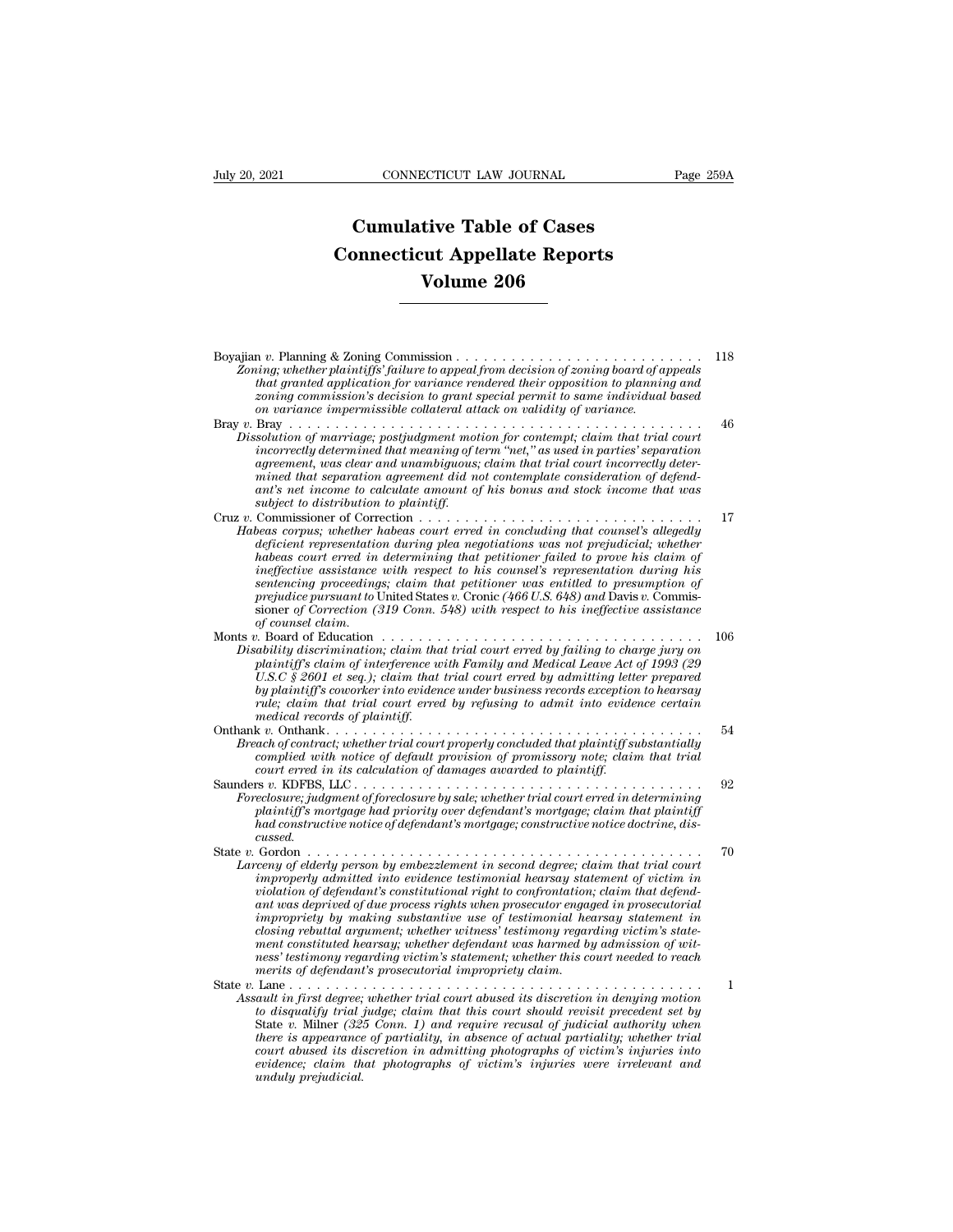# Cumulative Table of Cases
# Connecticut Appellate Reports
## Volume 206

Boyajian *v.* Planning & Zoning Commission . . . . . . . . . . . . . . . . . . . . . . . . . . 118
*Zoning; whether plaintiffs' failure to appeal from decision of zoning board of appeals that granted application for variance rendered their opposition to planning and zoning commission's decision to grant special permit to same individual based on variance impermissible collateral attack on validity of variance.*

Bray *v.* Bray . . . . . . . . . . . . . . . . . . . . . . . . . . . . . . . . . . . . . . . . . . . . . . 46
*Dissolution of marriage; postjudgment motion for contempt; claim that trial court incorrectly determined that meaning of term "net," as used in parties' separation agreement, was clear and unambiguous; claim that trial court incorrectly determined that separation agreement did not contemplate consideration of defendant's net income to calculate amount of his bonus and stock income that was subject to distribution to plaintiff.*

Cruz *v.* Commissioner of Correction . . . . . . . . . . . . . . . . . . . . . . . . . . . . . . 17
*Habeas corpus; whether habeas court erred in concluding that counsel's allegedly deficient representation during plea negotiations was not prejudicial; whether habeas court erred in determining that petitioner failed to prove his claim of ineffective assistance with respect to his counsel's representation during his sentencing proceedings; claim that petitioner was entitled to presumption of prejudice pursuant to* United States *v.* Cronic *(466 U.S. 648) and* Davis *v.* Commissioner *of Correction (319 Conn. 548) with respect to his ineffective assistance of counsel claim.*

Monts *v.* Board of Education . . . . . . . . . . . . . . . . . . . . . . . . . . . . . . . . . . . 106
*Disability discrimination; claim that trial court erred by failing to charge jury on plaintiff's claim of interference with Family and Medical Leave Act of 1993 (29 U.S.C § 2601 et seq.); claim that trial court erred by admitting letter prepared by plaintiff's coworker into evidence under business records exception to hearsay rule; claim that trial court erred by refusing to admit into evidence certain medical records of plaintiff.*

Onthank *v.* Onthank. . . . . . . . . . . . . . . . . . . . . . . . . . . . . . . . . . . . . . . . . . 54
*Breach of contract; whether trial court properly concluded that plaintiff substantially complied with notice of default provision of promissory note; claim that trial court erred in its calculation of damages awarded to plaintiff.*

Saunders *v.* KDFBS, LLC . . . . . . . . . . . . . . . . . . . . . . . . . . . . . . . . . . . . . . 92
*Foreclosure; judgment of foreclosure by sale; whether trial court erred in determining plaintiff's mortgage had priority over defendant's mortgage; claim that plaintiff had constructive notice of defendant's mortgage; constructive notice doctrine, discussed.*

State *v.* Gordon . . . . . . . . . . . . . . . . . . . . . . . . . . . . . . . . . . . . . . . . . . . . 70
*Larceny of elderly person by embezzlement in second degree; claim that trial court improperly admitted into evidence testimonial hearsay statement of victim in violation of defendant's constitutional right to confrontation; claim that defendant was deprived of due process rights when prosecutor engaged in prosecutorial impropriety by making substantive use of testimonial hearsay statement in closing rebuttal argument; whether witness' testimony regarding victim's statement constituted hearsay; whether defendant was harmed by admission of witness' testimony regarding victim's statement; whether this court needed to reach merits of defendant's prosecutorial impropriety claim.*

State *v.* Lane . . . . . . . . . . . . . . . . . . . . . . . . . . . . . . . . . . . . . . . . . . . . . 1
*Assault in first degree; whether trial court abused its discretion in denying motion to disqualify trial judge; claim that this court should revisit precedent set by* State *v.* Milner *(325 Conn. 1) and require recusal of judicial authority when there is appearance of partiality, in absence of actual partiality; whether trial court abused its discretion in admitting photographs of victim's injuries into evidence; claim that photographs of victim's injuries were irrelevant and unduly prejudicial.*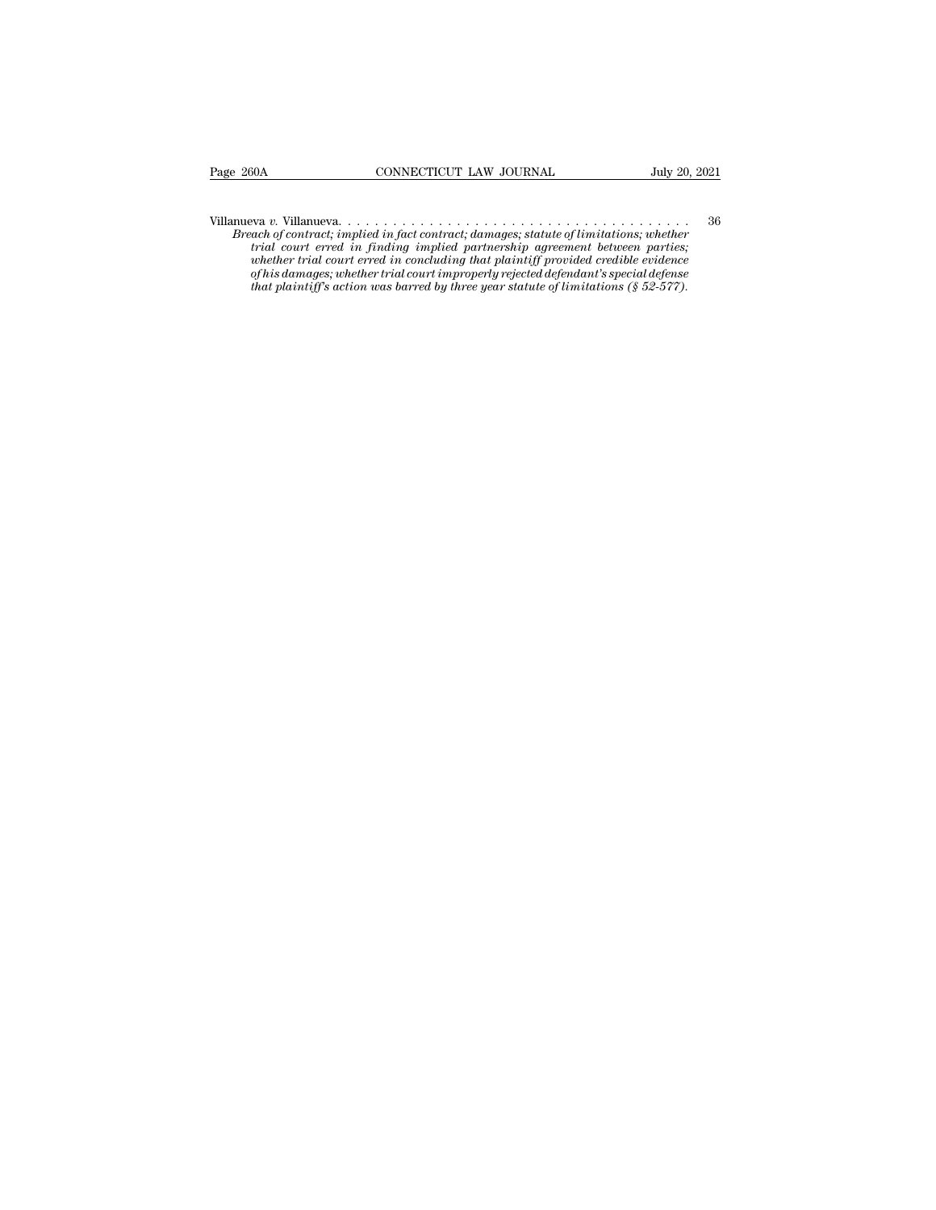Villanueva *v.* Villanueva. . . . . . . . . . . . . . . . . . . . . . . . . . . . . . . . . . . . . . . 36

*Breach of contract; implied in fact contract; damages; statute of limitations; whether trial court erred in finding implied partnership agreement between parties; whether trial court erred in concluding that plaintiff provided credible evidence of his damages; whether trial court improperly rejected defendant's special defense that plaintiff's action was barred by three year statute of limitations (§ 52-577).*